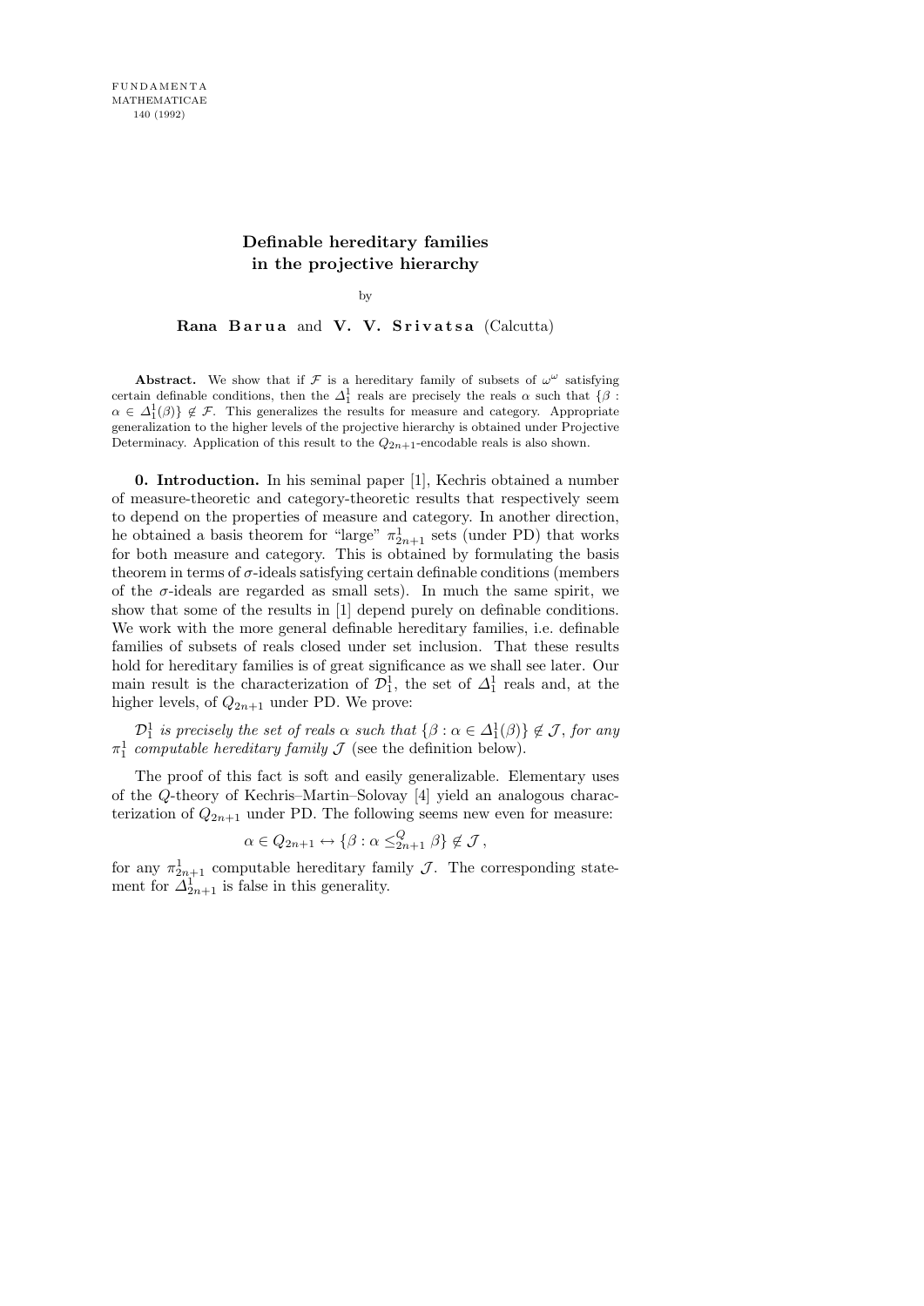FUNDAMENTA
MATHEMATICAE
140 (1992)

# Definable hereditary families in the projective hierarchy

by

**Rana Barua** and **V. V. Srivatsa** (Calcutta)

**Abstract.** We show that if $\mathcal{F}$ is a hereditary family of subsets of $\omega^\omega$ satisfying certain definable conditions, then the $\Delta^1_1$ reals are precisely the reals $\alpha$ such that $\{\beta : \alpha \in \Delta^1_1(\beta)\} \notin \mathcal{F}$. This generalizes the results for measure and category. Appropriate generalization to the higher levels of the projective hierarchy is obtained under Projective Determinacy. Application of this result to the $Q_{2n+1}$-encodable reals is also shown.

**0. Introduction.** In his seminal paper [1], Kechris obtained a number of measure-theoretic and category-theoretic results that respectively seem to depend on the properties of measure and category. In another direction, he obtained a basis theorem for "large" $\pi^1_{2n+1}$ sets (under PD) that works for both measure and category. This is obtained by formulating the basis theorem in terms of $\sigma$-ideals satisfying certain definable conditions (members of the $\sigma$-ideals are regarded as small sets). In much the same spirit, we show that some of the results in [1] depend purely on definable conditions. We work with the more general definable hereditary families, i.e. definable families of subsets of reals closed under set inclusion. That these results hold for hereditary families is of great significance as we shall see later. Our main result is the characterization of $\mathcal{D}^1_1$, the set of $\Delta^1_1$ reals and, at the higher levels, of $Q_{2n+1}$ under PD. We prove:

*$\mathcal{D}^1_1$ is precisely the set of reals $\alpha$ such that $\{\beta : \alpha \in \Delta^1_1(\beta)\} \notin \mathcal{J}$, for any $\pi^1_1$ computable hereditary family $\mathcal{J}$* (see the definition below).

The proof of this fact is soft and easily generalizable. Elementary uses of the $Q$-theory of Kechris–Martin–Solovay [4] yield an analogous characterization of $Q_{2n+1}$ under PD. The following seems new even for measure:

$$\alpha \in Q_{2n+1} \leftrightarrow \{\beta : \alpha \leq^Q_{2n+1} \beta\} \notin \mathcal{J}\,,$$

for any $\pi^1_{2n+1}$ computable hereditary family $\mathcal{J}$. The corresponding statement for $\Delta^1_{2n+1}$ is false in this generality.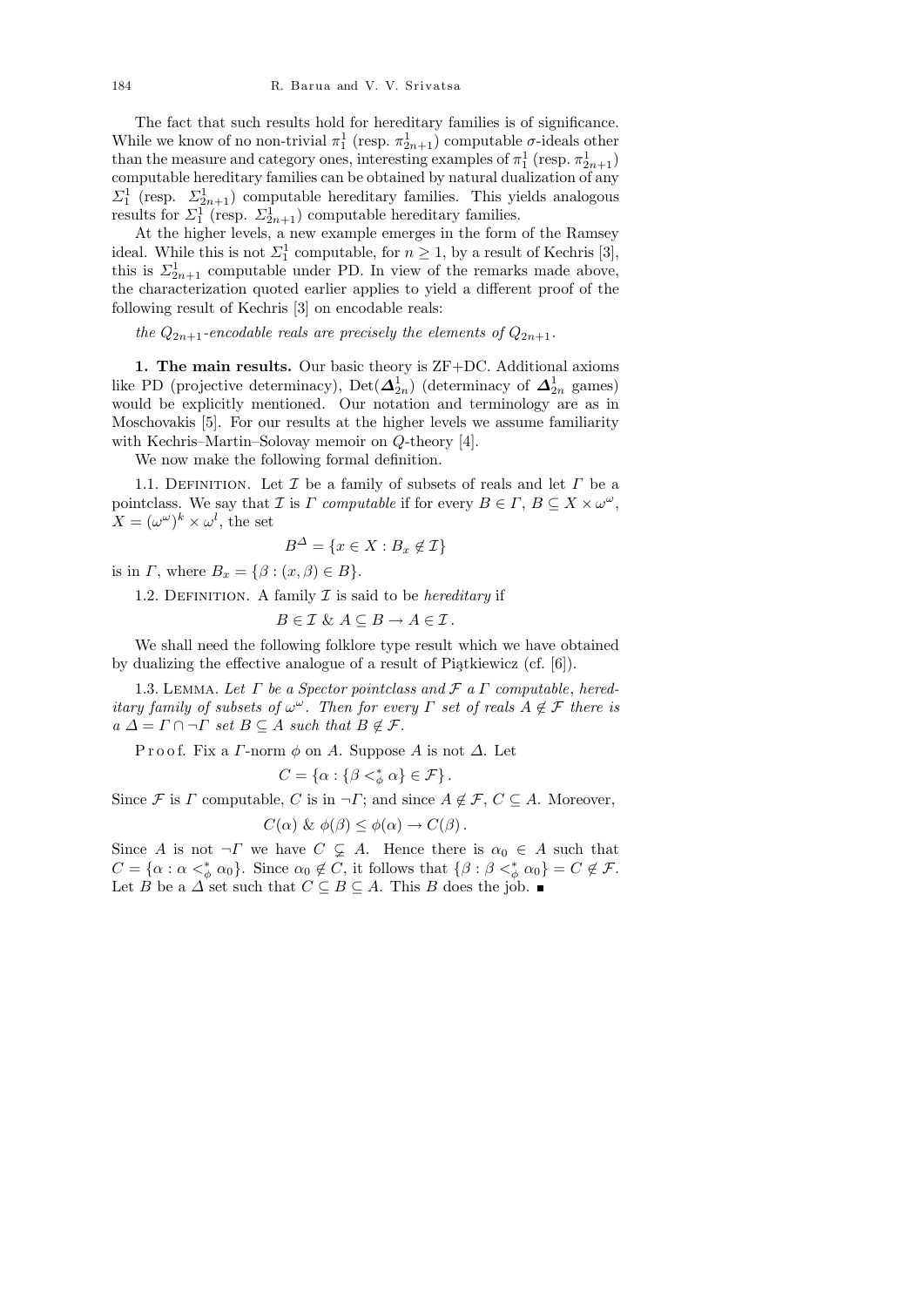The fact that such results hold for hereditary families is of significance. While we know of no non-trivial $\pi^1_1$ (resp. $\pi^1_{2n+1}$) computable $\sigma$-ideals other than the measure and category ones, interesting examples of $\pi^1_1$ (resp. $\pi^1_{2n+1}$) computable hereditary families can be obtained by natural dualization of any $\Sigma^1_1$ (resp. $\Sigma^1_{2n+1}$) computable hereditary families. This yields analogous results for $\Sigma^1_1$ (resp. $\Sigma^1_{2n+1}$) computable hereditary families.

At the higher levels, a new example emerges in the form of the Ramsey ideal. While this is not $\Sigma^1_1$ computable, for $n \geq 1$, by a result of Kechris [3], this is $\Sigma^1_{2n+1}$ computable under PD. In view of the remarks made above, the characterization quoted earlier applies to yield a different proof of the following result of Kechris [3] on encodable reals:

*the $Q_{2n+1}$-encodable reals are precisely the elements of $Q_{2n+1}$.*

**1. The main results.** Our basic theory is ZF+DC. Additional axioms like PD (projective determinacy), $\mathrm{Det}(\boldsymbol{\Delta}^1_{2n})$ (determinacy of $\boldsymbol{\Delta}^1_{2n}$ games) would be explicitly mentioned. Our notation and terminology are as in Moschovakis [5]. For our results at the higher levels we assume familiarity with Kechris–Martin–Solovay memoir on $Q$-theory [4].

We now make the following formal definition.

1.1. Definition. Let $\mathcal{I}$ be a family of subsets of reals and let $\Gamma$ be a pointclass. We say that $\mathcal{I}$ is *$\Gamma$ computable* if for every $B \in \Gamma$, $B \subseteq X \times \omega^\omega$, $X = (\omega^\omega)^k \times \omega^l$, the set

$$B^{\Delta} = \{x \in X : B_x \notin \mathcal{I}\}$$

is in $\Gamma$, where $B_x = \{\beta : (x, \beta) \in B\}$.

1.2. Definition. A family $\mathcal{I}$ is said to be *hereditary* if

$$B \in \mathcal{I} \;\&\; A \subseteq B \to A \in \mathcal{I}\,.$$

We shall need the following folklore type result which we have obtained by dualizing the effective analogue of a result of Piątkiewicz (cf. [6]).

1.3. Lemma. *Let $\Gamma$ be a Spector pointclass and $\mathcal{F}$ a $\Gamma$ computable, hereditary family of subsets of $\omega^\omega$. Then for every $\Gamma$ set of reals $A \notin \mathcal{F}$ there is a $\Delta = \Gamma \cap \neg\Gamma$ set $B \subseteq A$ such that $B \notin \mathcal{F}$.*

Proof. Fix a $\Gamma$-norm $\phi$ on $A$. Suppose $A$ is not $\Delta$. Let

$$C = \{\alpha : \{\beta <^*_\phi \alpha\} \in \mathcal{F}\}\,.$$

Since $\mathcal{F}$ is $\Gamma$ computable, $C$ is in $\neg\Gamma$; and since $A \notin \mathcal{F}$, $C \subseteq A$. Moreover,

$$C(\alpha) \;\&\; \phi(\beta) \leq \phi(\alpha) \to C(\beta)\,.$$

Since $A$ is not $\neg\Gamma$ we have $C \subsetneq A$. Hence there is $\alpha_0 \in A$ such that $C = \{\alpha : \alpha <^*_\phi \alpha_0\}$. Since $\alpha_0 \notin C$, it follows that $\{\beta : \beta <^*_\phi \alpha_0\} = C \notin \mathcal{F}$. Let $B$ be a $\Delta$ set such that $C \subseteq B \subseteq A$. This $B$ does the job. ∎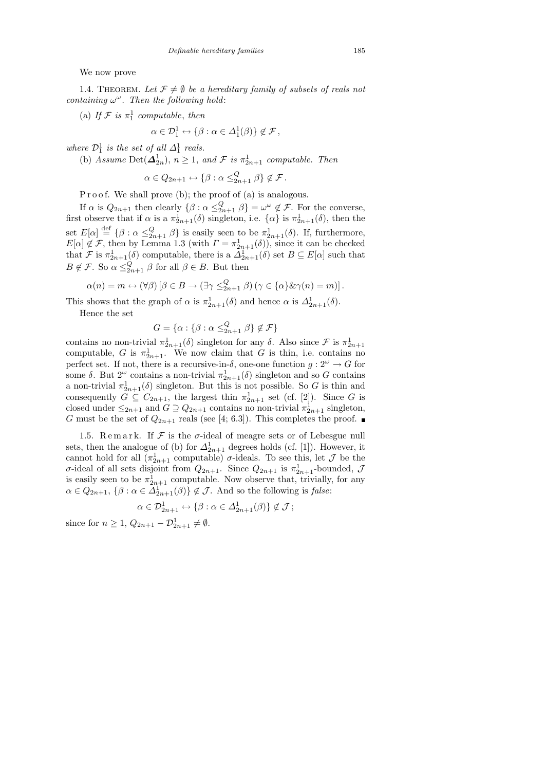We now prove

1.4. Theorem. *Let $\mathcal{F} \neq \emptyset$ be a hereditary family of subsets of reals not containing $\omega^\omega$. Then the following hold*:

(a) *If $\mathcal{F}$ is $\pi^1_1$ computable, then*

$$\alpha \in \mathcal{D}^1_1 \leftrightarrow \{\beta : \alpha \in \Delta^1_1(\beta)\} \notin \mathcal{F}\,,$$

*where $\mathcal{D}^1_1$ is the set of all $\Delta^1_1$ reals.*

(b) *Assume* $\mathrm{Det}(\boldsymbol{\Delta}^1_{2n})$, $n \geq 1$, *and $\mathcal{F}$ is $\pi^1_{2n+1}$ computable. Then*

$$\alpha \in Q_{2n+1} \leftrightarrow \{\beta : \alpha \leq^Q_{2n+1} \beta\} \notin \mathcal{F}\,.$$

Proof. We shall prove (b); the proof of (a) is analogous.

If $\alpha$ is $Q_{2n+1}$ then clearly $\{\beta : \alpha \leq^Q_{2n+1} \beta\} = \omega^\omega \notin \mathcal{F}$. For the converse, first observe that if $\alpha$ is a $\pi^1_{2n+1}(\delta)$ singleton, i.e. $\{\alpha\}$ is $\pi^1_{2n+1}(\delta)$, then the set $E[\alpha] \overset{\mathrm{def}}{=} \{\beta : \alpha \leq^Q_{2n+1} \beta\}$ is easily seen to be $\pi^1_{2n+1}(\delta)$. If, furthermore, $E[\alpha] \notin \mathcal{F}$, then by Lemma 1.3 (with $\Gamma = \pi^1_{2n+1}(\delta)$), since it can be checked that $\mathcal{F}$ is $\pi^1_{2n+1}(\delta)$ computable, there is a $\Delta^1_{2n+1}(\delta)$ set $B \subseteq E[\alpha]$ such that $B \notin \mathcal{F}$. So $\alpha \leq^Q_{2n+1} \beta$ for all $\beta \in B$. But then

$$\alpha(n) = m \leftrightarrow (\forall \beta)\,[\beta \in B \rightarrow (\exists \gamma \leq^Q_{2n+1} \beta)\,(\gamma \in \{\alpha\} \,\&\, \gamma(n) = m)]\,.$$

This shows that the graph of $\alpha$ is $\pi^1_{2n+1}(\delta)$ and hence $\alpha$ is $\Delta^1_{2n+1}(\delta)$.

Hence the set

$$G = \{\alpha : \{\beta : \alpha \leq^Q_{2n+1} \beta\} \notin \mathcal{F}\}$$

contains no non-trivial $\pi^1_{2n+1}(\delta)$ singleton for any $\delta$. Also since $\mathcal{F}$ is $\pi^1_{2n+1}$ computable, $G$ is $\pi^1_{2n+1}$. We now claim that $G$ is thin, i.e. contains no perfect set. If not, there is a recursive-in-$\delta$, one-one function $g : 2^\omega \rightarrow G$ for some $\delta$. But $2^\omega$ contains a non-trivial $\pi^1_{2n+1}(\delta)$ singleton and so $G$ contains a non-trivial $\pi^1_{2n+1}(\delta)$ singleton. But this is not possible. So $G$ is thin and consequently $G \subseteq C_{2n+1}$, the largest thin $\pi^1_{2n+1}$ set (cf. [2]). Since $G$ is closed under $\leq_{2n+1}$ and $G \supseteq Q_{2n+1}$ contains no non-trivial $\pi^1_{2n+1}$ singleton, $G$ must be the set of $Q_{2n+1}$ reals (see [4; 6.3]). This completes the proof. ∎

1.5. Remark. If $\mathcal{F}$ is the $\sigma$-ideal of meagre sets or of Lebesgue null sets, then the analogue of (b) for $\Delta^1_{2n+1}$ degrees holds (cf. [1]). However, it cannot hold for all ($\pi^1_{2n+1}$ computable) $\sigma$-ideals. To see this, let $\mathcal{J}$ be the $\sigma$-ideal of all sets disjoint from $Q_{2n+1}$. Since $Q_{2n+1}$ is $\pi^1_{2n+1}$-bounded, $\mathcal{J}$ is easily seen to be $\pi^1_{2n+1}$ computable. Now observe that, trivially, for any $\alpha \in Q_{2n+1}$, $\{\beta : \alpha \in \Delta^1_{2n+1}(\beta)\} \notin \mathcal{J}$. And so the following is *false*:

$$\alpha \in \mathcal{D}^1_{2n+1} \leftrightarrow \{\beta : \alpha \in \Delta^1_{2n+1}(\beta)\} \notin \mathcal{J}\,;$$

since for $n \geq 1$, $Q_{2n+1} - \mathcal{D}^1_{2n+1} \neq \emptyset$.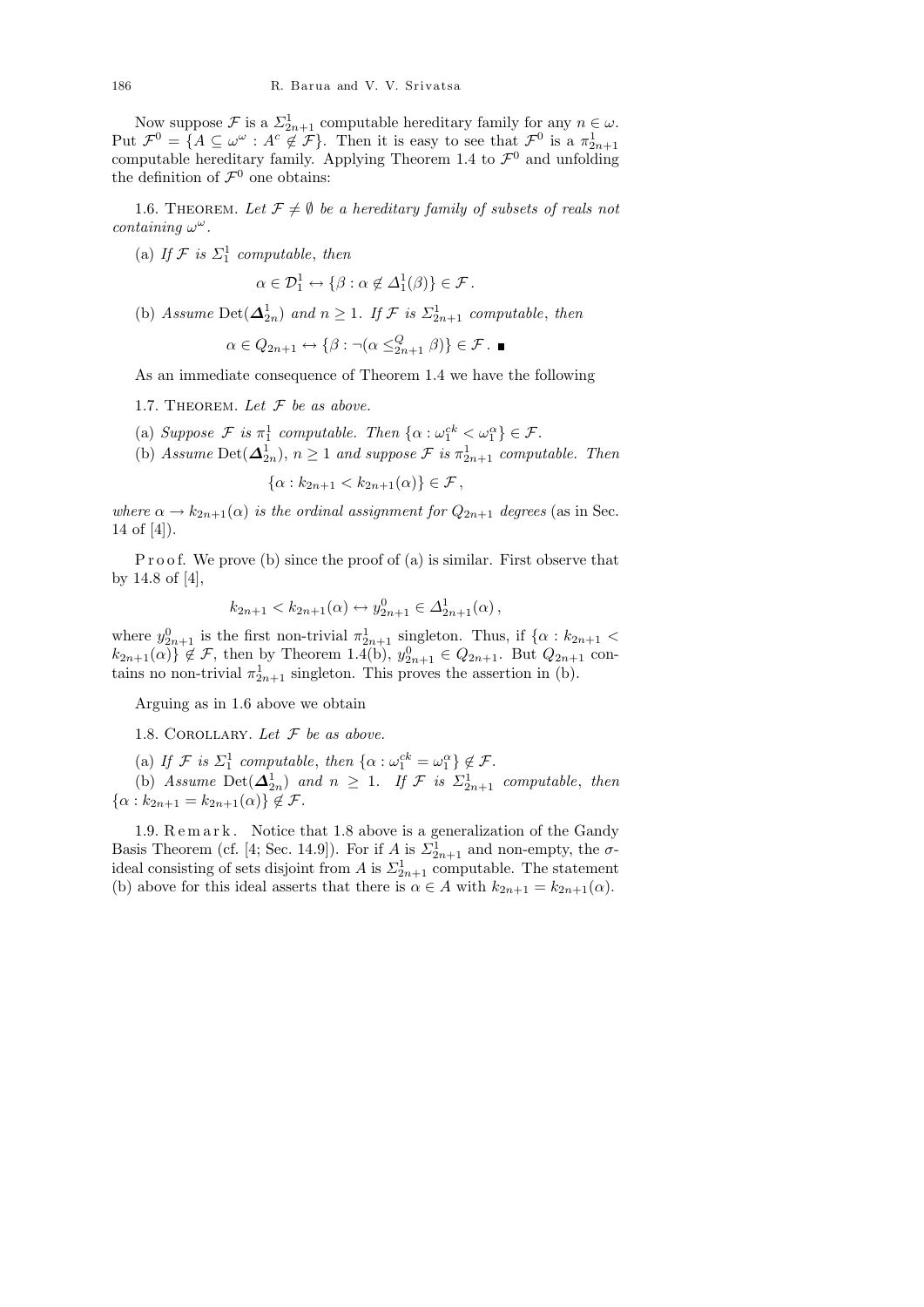Now suppose $\mathcal{F}$ is a $\Sigma^1_{2n+1}$ computable hereditary family for any $n \in \omega$. Put $\mathcal{F}^0 = \{A \subseteq \omega^\omega : A^c \notin \mathcal{F}\}$. Then it is easy to see that $\mathcal{F}^0$ is a $\pi^1_{2n+1}$ computable hereditary family. Applying Theorem 1.4 to $\mathcal{F}^0$ and unfolding the definition of $\mathcal{F}^0$ one obtains:

1.6. Theorem. *Let $\mathcal{F} \neq \emptyset$ be a hereditary family of subsets of reals not containing $\omega^\omega$.*

(a) *If $\mathcal{F}$ is $\Sigma^1_1$ computable, then*

$$\alpha \in \mathcal{D}^1_1 \leftrightarrow \{\beta : \alpha \notin \Delta^1_1(\beta)\} \in \mathcal{F}.$$

(b) *Assume $\mathrm{Det}(\boldsymbol{\Delta}^1_{2n})$ and $n \geq 1$. If $\mathcal{F}$ is $\Sigma^1_{2n+1}$ computable, then*

$$\alpha \in Q_{2n+1} \leftrightarrow \{\beta : \neg(\alpha \leq^Q_{2n+1} \beta)\} \in \mathcal{F}. \ \blacksquare$$

As an immediate consequence of Theorem 1.4 we have the following

1.7. Theorem. *Let $\mathcal{F}$ be as above.*

(a) *Suppose $\mathcal{F}$ is $\pi^1_1$ computable. Then $\{\alpha : \omega^{ck}_1 < \omega^\alpha_1\} \in \mathcal{F}$.*

(b) *Assume $\mathrm{Det}(\boldsymbol{\Delta}^1_{2n})$, $n \geq 1$ and suppose $\mathcal{F}$ is $\pi^1_{2n+1}$ computable. Then*

$$\{\alpha : k_{2n+1} < k_{2n+1}(\alpha)\} \in \mathcal{F},$$

*where $\alpha \to k_{2n+1}(\alpha)$ is the ordinal assignment for $Q_{2n+1}$ degrees (as in Sec. 14 of [4]).*

Proof. We prove (b) since the proof of (a) is similar. First observe that by 14.8 of [4],

$$k_{2n+1} < k_{2n+1}(\alpha) \leftrightarrow y^0_{2n+1} \in \Delta^1_{2n+1}(\alpha),$$

where $y^0_{2n+1}$ is the first non-trivial $\pi^1_{2n+1}$ singleton. Thus, if $\{\alpha : k_{2n+1} < k_{2n+1}(\alpha)\} \notin \mathcal{F}$, then by Theorem 1.4(b), $y^0_{2n+1} \in Q_{2n+1}$. But $Q_{2n+1}$ contains no non-trivial $\pi^1_{2n+1}$ singleton. This proves the assertion in (b).

Arguing as in 1.6 above we obtain

1.8. Corollary. *Let $\mathcal{F}$ be as above.*

(a) *If $\mathcal{F}$ is $\Sigma^1_1$ computable, then $\{\alpha : \omega^{ck}_1 = \omega^\alpha_1\} \notin \mathcal{F}$.*

(b) *Assume $\mathrm{Det}(\boldsymbol{\Delta}^1_{2n})$ and $n \geq 1$. If $\mathcal{F}$ is $\Sigma^1_{2n+1}$ computable, then $\{\alpha : k_{2n+1} = k_{2n+1}(\alpha)\} \notin \mathcal{F}$.*

1.9. Remark. Notice that 1.8 above is a generalization of the Gandy Basis Theorem (cf. [4; Sec. 14.9]). For if $A$ is $\Sigma^1_{2n+1}$ and non-empty, the $\sigma$-ideal consisting of sets disjoint from $A$ is $\Sigma^1_{2n+1}$ computable. The statement (b) above for this ideal asserts that there is $\alpha \in A$ with $k_{2n+1} = k_{2n+1}(\alpha)$.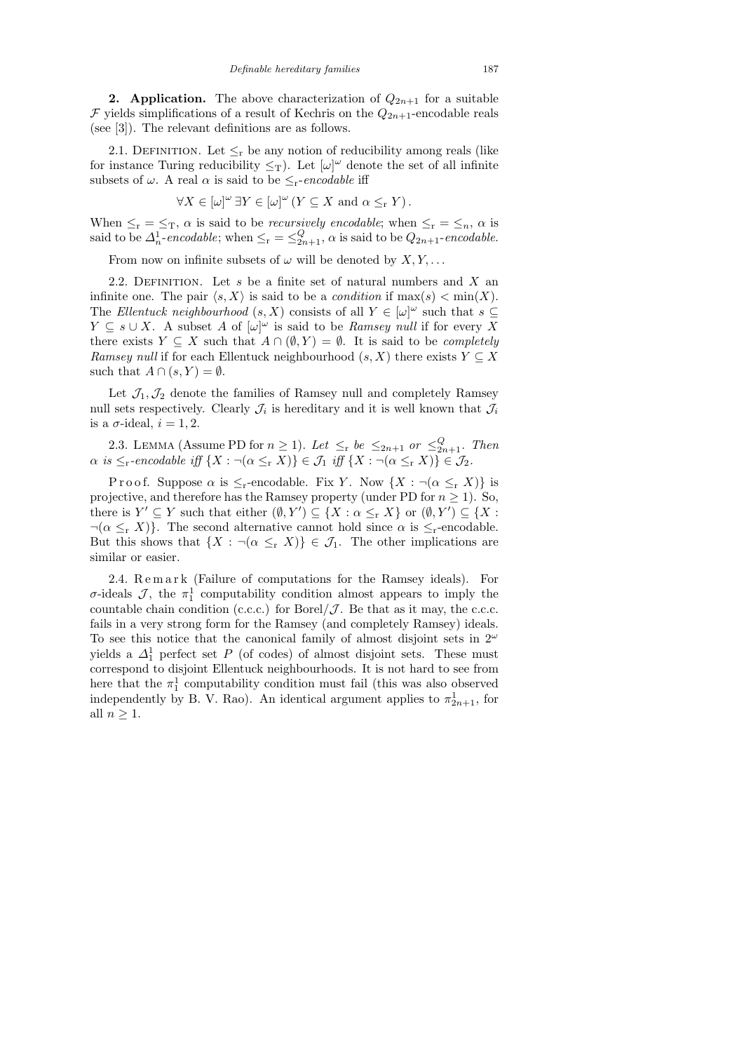**2. Application.** The above characterization of $Q_{2n+1}$ for a suitable $\mathcal{F}$ yields simplifications of a result of Kechris on the $Q_{2n+1}$-encodable reals (see [3]). The relevant definitions are as follows.

2.1. Definition. Let $\leq_{\mathrm{r}}$ be any notion of reducibility among reals (like for instance Turing reducibility $\leq_{\mathrm{T}}$). Let $[\omega]^{\omega}$ denote the set of all infinite subsets of $\omega$. A real $\alpha$ is said to be $\leq_{\mathrm{r}}$-*encodable* iff

$$\forall X \in [\omega]^{\omega}\, \exists Y \in [\omega]^{\omega}\, (Y \subseteq X \text{ and } \alpha \leq_{\mathrm{r}} Y).$$

When $\leq_{\mathrm{r}} = \leq_{\mathrm{T}}$, $\alpha$ is said to be *recursively encodable*; when $\leq_{\mathrm{r}} = \leq_{n}$, $\alpha$ is said to be $\Delta^1_n$-*encodable*; when $\leq_{\mathrm{r}} = \leq^{Q}_{2n+1}$, $\alpha$ is said to be $Q_{2n+1}$-*encodable*.

From now on infinite subsets of $\omega$ will be denoted by $X, Y, \ldots$

2.2. Definition. Let $s$ be a finite set of natural numbers and $X$ an infinite one. The pair $\langle s, X\rangle$ is said to be a *condition* if $\max(s) < \min(X)$. The *Ellentuck neighbourhood* $(s, X)$ consists of all $Y \in [\omega]^{\omega}$ such that $s \subseteq Y \subseteq s \cup X$. A subset $A$ of $[\omega]^{\omega}$ is said to be *Ramsey null* if for every $X$ there exists $Y \subseteq X$ such that $A \cap (\emptyset, Y) = \emptyset$. It is said to be *completely Ramsey null* if for each Ellentuck neighbourhood $(s, X)$ there exists $Y \subseteq X$ such that $A \cap (s, Y) = \emptyset$.

Let $\mathcal{J}_1, \mathcal{J}_2$ denote the families of Ramsey null and completely Ramsey null sets respectively. Clearly $\mathcal{J}_i$ is hereditary and it is well known that $\mathcal{J}_i$ is a $\sigma$-ideal, $i = 1, 2$.

2.3. Lemma (Assume PD for $n \geq 1$). *Let $\leq_{\mathrm{r}}$ be $\leq_{2n+1}$ or $\leq^{Q}_{2n+1}$. Then $\alpha$ is $\leq_{\mathrm{r}}$-encodable iff $\{X : \neg(\alpha \leq_{\mathrm{r}} X)\} \in \mathcal{J}_1$ iff $\{X : \neg(\alpha \leq_{\mathrm{r}} X)\} \in \mathcal{J}_2$.*

Proof. Suppose $\alpha$ is $\leq_{\mathrm{r}}$-encodable. Fix $Y$. Now $\{X : \neg(\alpha \leq_{\mathrm{r}} X)\}$ is projective, and therefore has the Ramsey property (under PD for $n \geq 1$). So, there is $Y' \subseteq Y$ such that either $(\emptyset, Y') \subseteq \{X : \alpha \leq_{\mathrm{r}} X\}$ or $(\emptyset, Y') \subseteq \{X : \neg(\alpha \leq_{\mathrm{r}} X)\}$. The second alternative cannot hold since $\alpha$ is $\leq_{\mathrm{r}}$-encodable. But this shows that $\{X : \neg(\alpha \leq_{\mathrm{r}} X)\} \in \mathcal{J}_1$. The other implications are similar or easier.

2.4. Remark (Failure of computations for the Ramsey ideals). For $\sigma$-ideals $\mathcal{J}$, the $\pi^1_1$ computability condition almost appears to imply the countable chain condition (c.c.c.) for Borel$/\mathcal{J}$. Be that as it may, the c.c.c. fails in a very strong form for the Ramsey (and completely Ramsey) ideals. To see this notice that the canonical family of almost disjoint sets in $2^{\omega}$ yields a $\Delta^1_1$ perfect set $P$ (of codes) of almost disjoint sets. These must correspond to disjoint Ellentuck neighbourhoods. It is not hard to see from here that the $\pi^1_1$ computability condition must fail (this was also observed independently by B. V. Rao). An identical argument applies to $\pi^1_{2n+1}$, for all $n \geq 1$.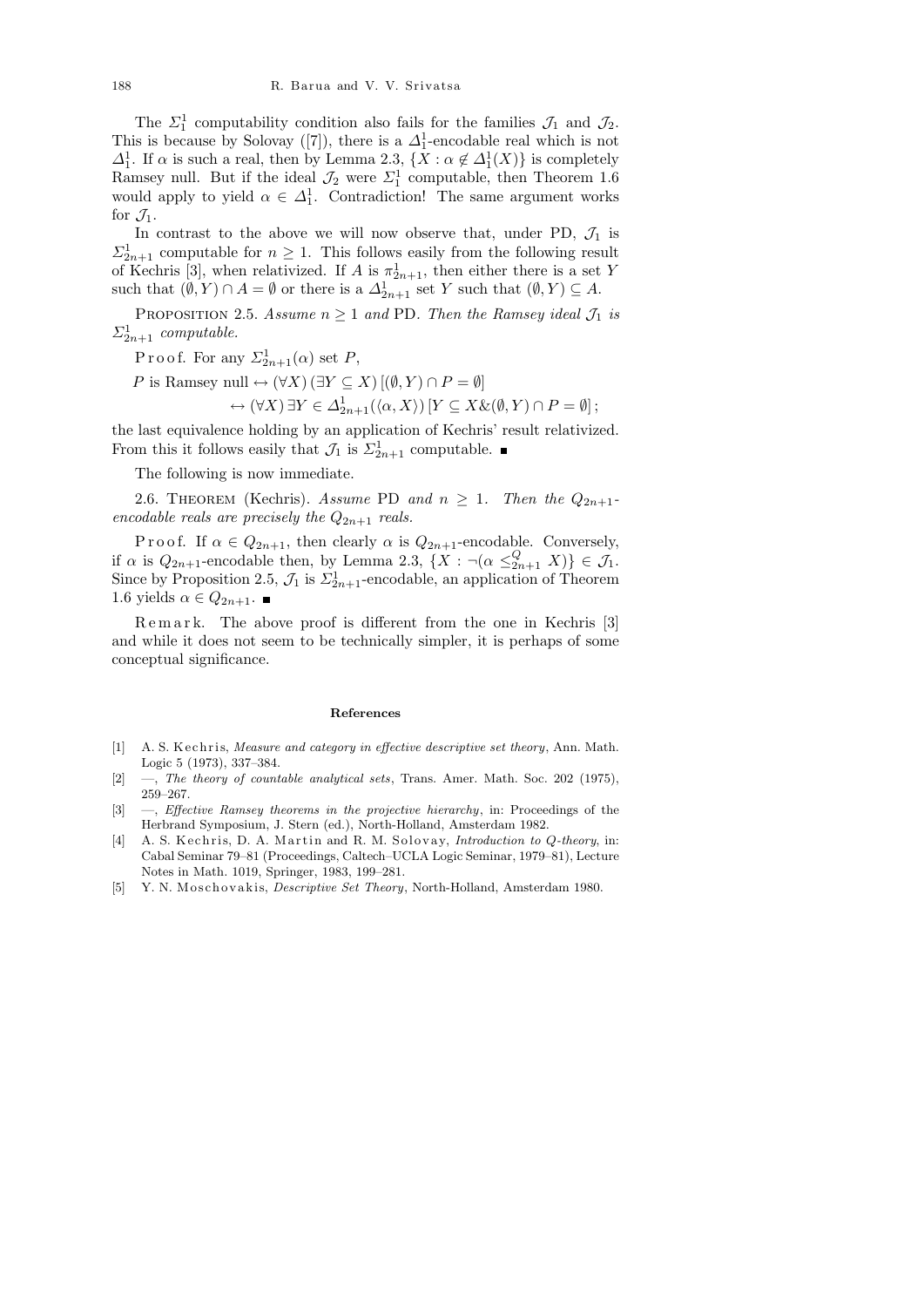The $\Sigma^1_1$ computability condition also fails for the families $\mathcal{J}_1$ and $\mathcal{J}_2$. This is because by Solovay ([7]), there is a $\Delta^1_1$-encodable real which is not $\Delta^1_1$. If $\alpha$ is such a real, then by Lemma 2.3, $\{X : \alpha \notin \Delta^1_1(X)\}$ is completely Ramsey null. But if the ideal $\mathcal{J}_2$ were $\Sigma^1_1$ computable, then Theorem 1.6 would apply to yield $\alpha \in \Delta^1_1$. Contradiction! The same argument works for $\mathcal{J}_1$.

In contrast to the above we will now observe that, under PD, $\mathcal{J}_1$ is $\Sigma^1_{2n+1}$ computable for $n \geq 1$. This follows easily from the following result of Kechris [3], when relativized. If $A$ is $\pi^1_{2n+1}$, then either there is a set $Y$ such that $(\emptyset, Y) \cap A = \emptyset$ or there is a $\Delta^1_{2n+1}$ set $Y$ such that $(\emptyset, Y) \subseteq A$.

Proposition 2.5. *Assume $n \geq 1$ and* PD. *Then the Ramsey ideal $\mathcal{J}_1$ is $\Sigma^1_{2n+1}$ computable.*

Proof. For any $\Sigma^1_{2n+1}(\alpha)$ set $P$,

$$P \text{ is Ramsey null} \leftrightarrow (\forall X)\,(\exists Y \subseteq X)\,[(\emptyset, Y) \cap P = \emptyset]$$

$$\leftrightarrow (\forall X)\,\exists Y \in \Delta^1_{2n+1}(\langle \alpha, X\rangle)\,[Y \subseteq X \,\&\, (\emptyset, Y) \cap P = \emptyset]\,;$$

the last equivalence holding by an application of Kechris' result relativized. From this it follows easily that $\mathcal{J}_1$ is $\Sigma^1_{2n+1}$ computable. ∎

The following is now immediate.

2.6. Theorem (Kechris). *Assume* PD *and $n \geq 1$. Then the $Q_{2n+1}$-encodable reals are precisely the $Q_{2n+1}$ reals.*

Proof. If $\alpha \in Q_{2n+1}$, then clearly $\alpha$ is $Q_{2n+1}$-encodable. Conversely, if $\alpha$ is $Q_{2n+1}$-encodable then, by Lemma 2.3, $\{X : \neg(\alpha \leq^Q_{2n+1} X)\} \in \mathcal{J}_1$. Since by Proposition 2.5, $\mathcal{J}_1$ is $\Sigma^1_{2n+1}$-encodable, an application of Theorem 1.6 yields $\alpha \in Q_{2n+1}$. ∎

Remark. The above proof is different from the one in Kechris [3] and while it does not seem to be technically simpler, it is perhaps of some conceptual significance.

## References

[1] A. S. Kechris, *Measure and category in effective descriptive set theory*, Ann. Math. Logic 5 (1973), 337–384.

[2] —, *The theory of countable analytical sets*, Trans. Amer. Math. Soc. 202 (1975), 259–267.

[3] —, *Effective Ramsey theorems in the projective hierarchy*, in: Proceedings of the Herbrand Symposium, J. Stern (ed.), North-Holland, Amsterdam 1982.

[4] A. S. Kechris, D. A. Martin and R. M. Solovay, *Introduction to Q-theory*, in: Cabal Seminar 79–81 (Proceedings, Caltech–UCLA Logic Seminar, 1979–81), Lecture Notes in Math. 1019, Springer, 1983, 199–281.

[5] Y. N. Moschovakis, *Descriptive Set Theory*, North-Holland, Amsterdam 1980.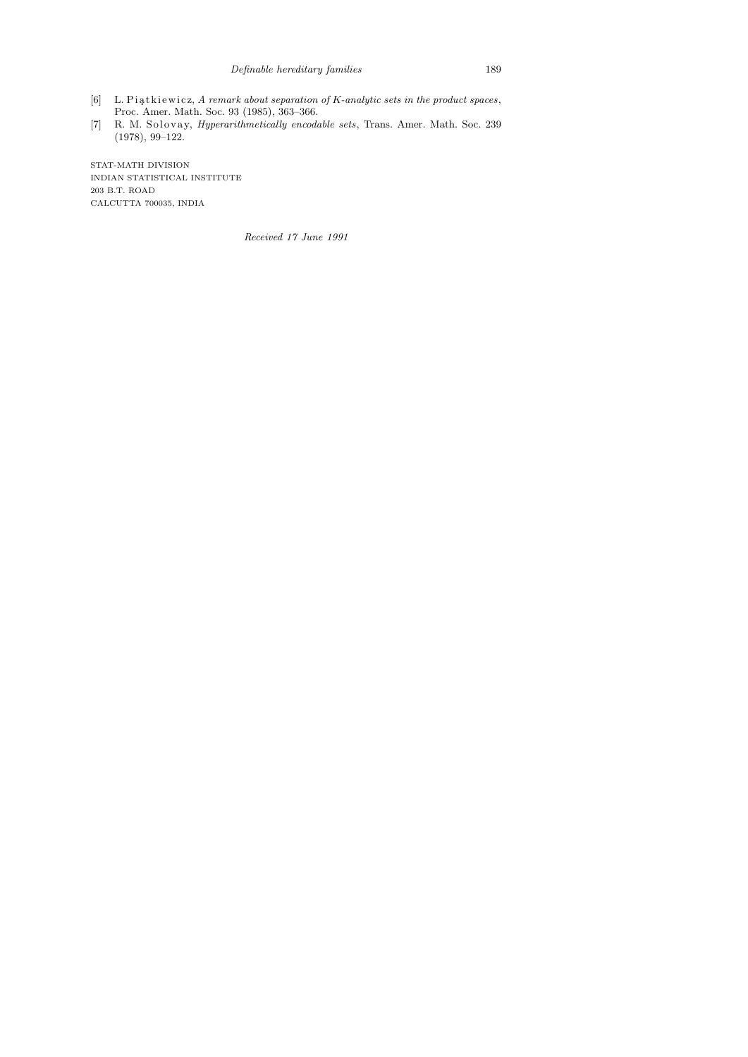[6] L. Piątkiewicz, *A remark about separation of K-analytic sets in the product spaces*, Proc. Amer. Math. Soc. 93 (1985), 363–366.

[7] R. M. Solovay, *Hyperarithmetically encodable sets*, Trans. Amer. Math. Soc. 239 (1978), 99–122.

STAT-MATH DIVISION
INDIAN STATISTICAL INSTITUTE
203 B.T. ROAD
CALCUTTA 700035, INDIA

*Received 17 June 1991*